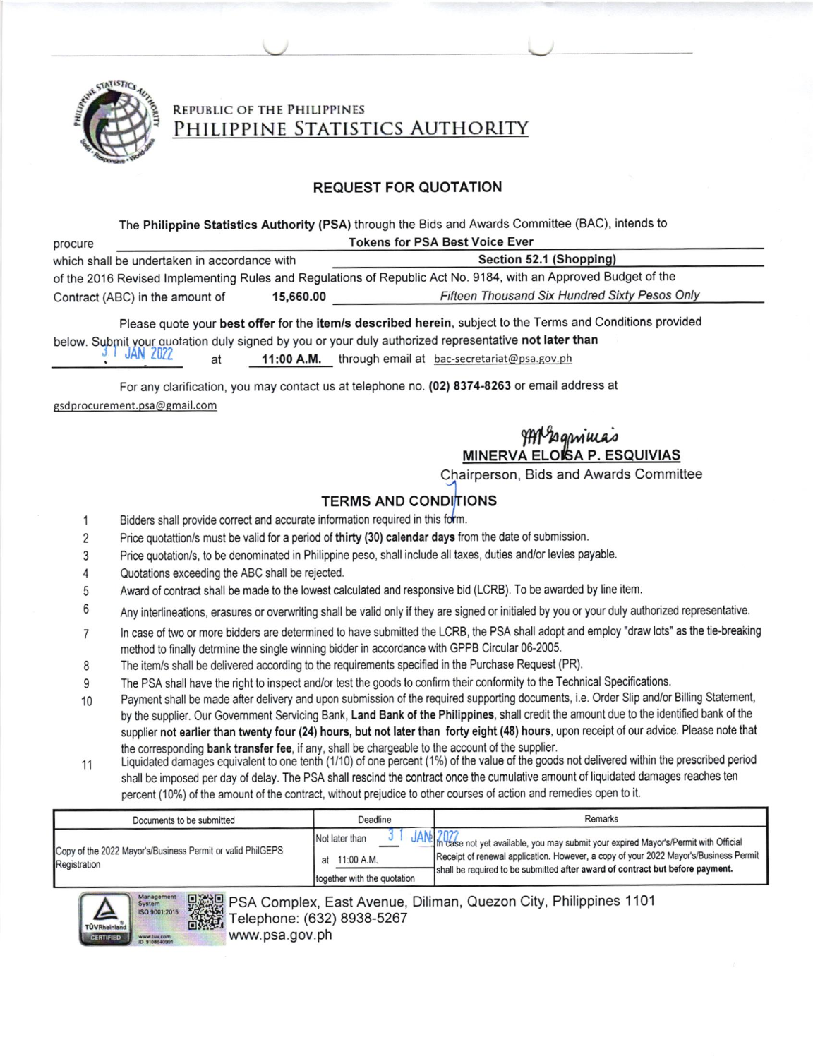REPUBLIC OF THE PHILIPPINES
PHILIPPINE STATISTICS AUTHORITY

## REQUEST FOR QUOTATION

The **Philippine Statistics Authority (PSA)** through the Bids and Awards Committee (BAC), intends to procure **Tokens for PSA Best Voice Ever** which shall be undertaken in accordance with **Section 52.1 (Shopping)** of the 2016 Revised Implementing Rules and Regulations of Republic Act No. 9184, with an Approved Budget of the Contract (ABC) in the amount of **15,660.00** *Fifteen Thousand Six Hundred Sixty Pesos Only*

Please quote your **best offer** for the **item/s described herein**, subject to the Terms and Conditions provided below. Submit your quotation duly signed by you or your duly authorized representative **not later than** 31 JAN 2022 at **11:00 A.M.** through email at bac-secretariat@psa.gov.ph

For any clarification, you may contact us at telephone no. **(02) 8374-8263** or email address at gsdprocurement.psa@gmail.com

**MINERVA ELOISA P. ESQUIVIAS**
Chairperson, Bids and Awards Committee

### TERMS AND CONDITIONS

1. Bidders shall provide correct and accurate information required in this form.
2. Price quotattion/s must be valid for a period of **thirty (30) calendar days** from the date of submission.
3. Price quotation/s, to be denominated in Philippine peso, shall include all taxes, duties and/or levies payable.
4. Quotations exceeding the ABC shall be rejected.
5. Award of contract shall be made to the lowest calculated and responsive bid (LCRB). To be awarded by line item.
6. Any interlineations, erasures or overwriting shall be valid only if they are signed or initialed by you or your duly authorized representative.
7. In case of two or more bidders are determined to have submitted the LCRB, the PSA shall adopt and employ "draw lots" as the tie-breaking method to finally detrmine the single winning bidder in accordance with GPPB Circular 06-2005.
8. The item/s shall be delivered according to the requirements specified in the Purchase Request (PR).
9. The PSA shall have the right to inspect and/or test the goods to confirm their conformity to the Technical Specifications.
10. Payment shall be made after delivery and upon submission of the required supporting documents, i.e. Order Slip and/or Billing Statement, by the supplier. Our Government Servicing Bank, **Land Bank of the Philippines**, shall credit the amount due to the identified bank of the supplier **not earlier than twenty four (24) hours, but not later than forty eight (48) hours**, upon receipt of our advice. Please note that the corresponding **bank transfer fee**, if any, shall be chargeable to the account of the supplier.
11. Liquidated damages equivalent to one tenth (1/10) of one percent (1%) of the value of the goods not delivered within the prescribed period shall be imposed per day of delay. The PSA shall rescind the contract once the cumulative amount of liquidated damages reaches ten percent (10%) of the amount of the contract, without prejudice to other courses of action and remedies open to it.

| Documents to be submitted | Deadline | Remarks |
|---|---|---|
| Copy of the 2022 Mayor's/Business Permit or valid PhilGEPS Registration | Not later than 31 JAN 2022 at 11:00 A.M. together with the quotation | In case not yet available, you may submit your expired Mayor's/Permit with Official Receipt of renewal application. However, a copy of your 2022 Mayor's/Business Permit shall be required to be submitted **after award of contract but before payment.** |

PSA Complex, East Avenue, Diliman, Quezon City, Philippines 1101
Telephone: (632) 8938-5267
www.psa.gov.ph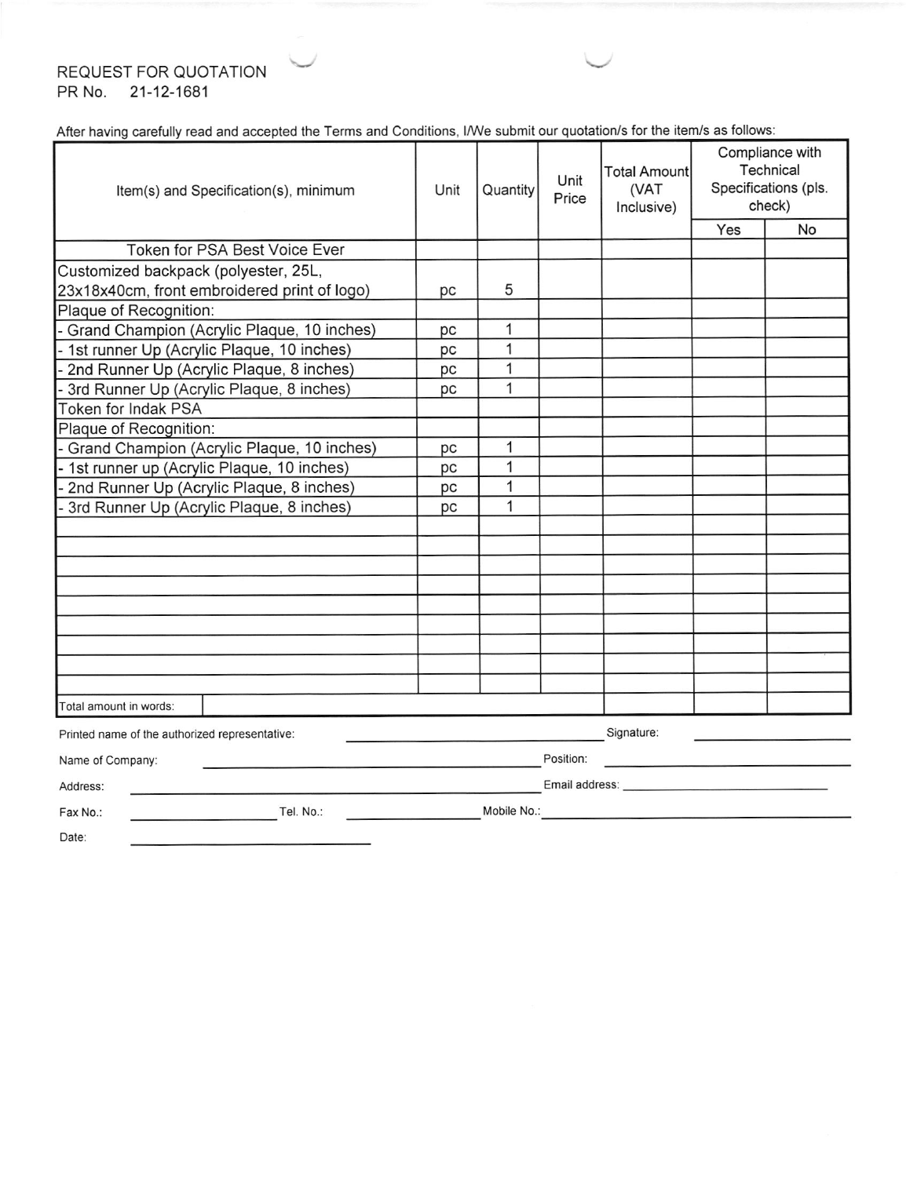REQUEST FOR QUOTATION
PR No. 21-12-1681

After having carefully read and accepted the Terms and Conditions, I/We submit our quotation/s for the item/s as follows:

| Item(s) and Specification(s), minimum | Unit | Quantity | Unit Price | Total Amount (VAT Inclusive) | Compliance with Technical Specifications (pls. check) | |
|---|---|---|---|---|---|---|
| | | | | | Yes | No |
| Token for PSA Best Voice Ever | | | | | | |
| Customized backpack (polyester, 25L, 23x18x40cm, front embroidered print of logo) | pc | 5 | | | | |
| Plaque of Recognition: | | | | | | |
| - Grand Champion (Acrylic Plaque, 10 inches) | pc | 1 | | | | |
| - 1st runner Up (Acrylic Plaque, 10 inches) | pc | 1 | | | | |
| - 2nd Runner Up (Acrylic Plaque, 8 inches) | pc | 1 | | | | |
| - 3rd Runner Up (Acrylic Plaque, 8 inches) | pc | 1 | | | | |
| Token for Indak PSA | | | | | | |
| Plaque of Recognition: | | | | | | |
| - Grand Champion (Acrylic Plaque, 10 inches) | pc | 1 | | | | |
| - 1st runner up (Acrylic Plaque, 10 inches) | pc | 1 | | | | |
| - 2nd Runner Up (Acrylic Plaque, 8 inches) | pc | 1 | | | | |
| - 3rd Runner Up (Acrylic Plaque, 8 inches) | pc | 1 | | | | |
| | | | | | | |
| | | | | | | |
| | | | | | | |
| | | | | | | |
| | | | | | | |
| | | | | | | |
| | | | | | | |
| | | | | | | |
| | | | | | | |
| Total amount in words: | | | | | | |

Printed name of the authorized representative: ______________________ Signature: ______________________

Name of Company: ______________________ Position: ______________________

Address: ______________________ Email address: ______________________

Fax No.: ______________ Tel. No.: ______________ Mobile No.: ______________________

Date: ______________________